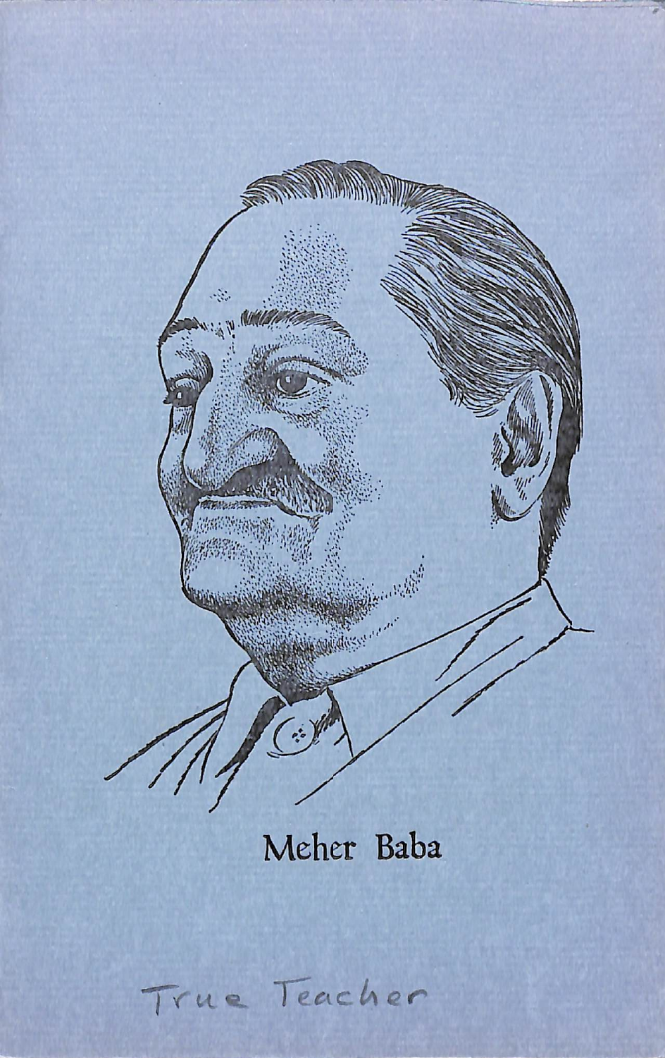Meher Baba

True Teacher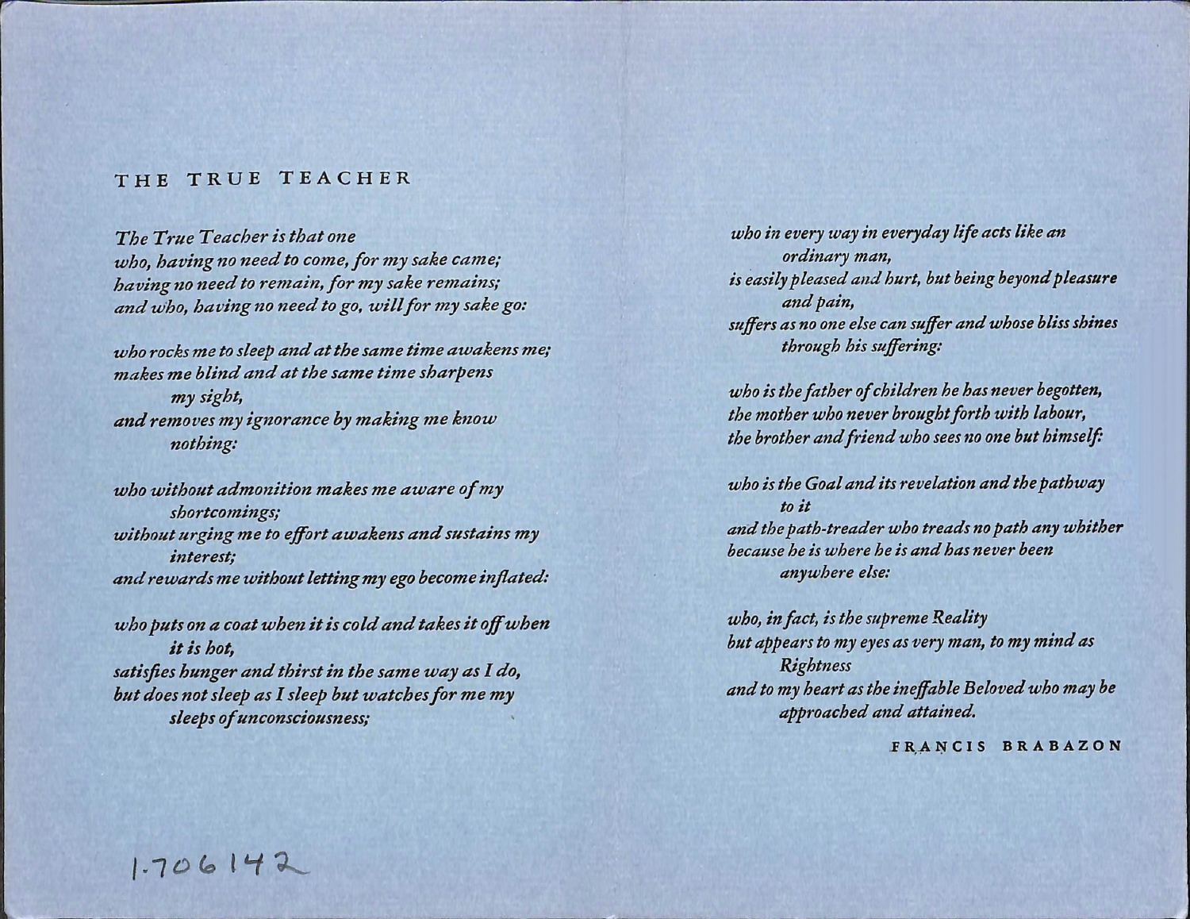## THE TRUE TEACHER

*The True Teacher is that one*
*who, having no need to come, for my sake came;*
*having no need to remain, for my sake remains;*
*and who, having no need to go, will for my sake go:*

*who rocks me to sleep and at the same time awakens me;*
*makes me blind and at the same time sharpens*
*my sight,*
*and removes my ignorance by making me know*
*nothing:*

*who without admonition makes me aware of my*
*shortcomings;*
*without urging me to effort awakens and sustains my*
*interest;*
*and rewards me without letting my ego become inflated:*

*who puts on a coat when it is cold and takes it off when*
*it is hot,*
*satisfies hunger and thirst in the same way as I do,*
*but does not sleep as I sleep but watches for me my*
*sleeps of unconsciousness;*

*who in every way in everyday life acts like an*
*ordinary man,*
*is easily pleased and hurt, but being beyond pleasure*
*and pain,*
*suffers as no one else can suffer and whose bliss shines*
*through his suffering:*

*who is the father of children he has never begotten,*
*the mother who never brought forth with labour,*
*the brother and friend who sees no one but himself:*

*who is the Goal and its revelation and the pathway*
*to it*
*and the path-treader who treads no path any whither*
*because he is where he is and has never been*
*anywhere else:*

*who, in fact, is the supreme Reality*
*but appears to my eyes as very man, to my mind as*
*Rightness*
*and to my heart as the ineffable Beloved who may be*
*approached and attained.*

FRANCIS BRABAZON

1.706142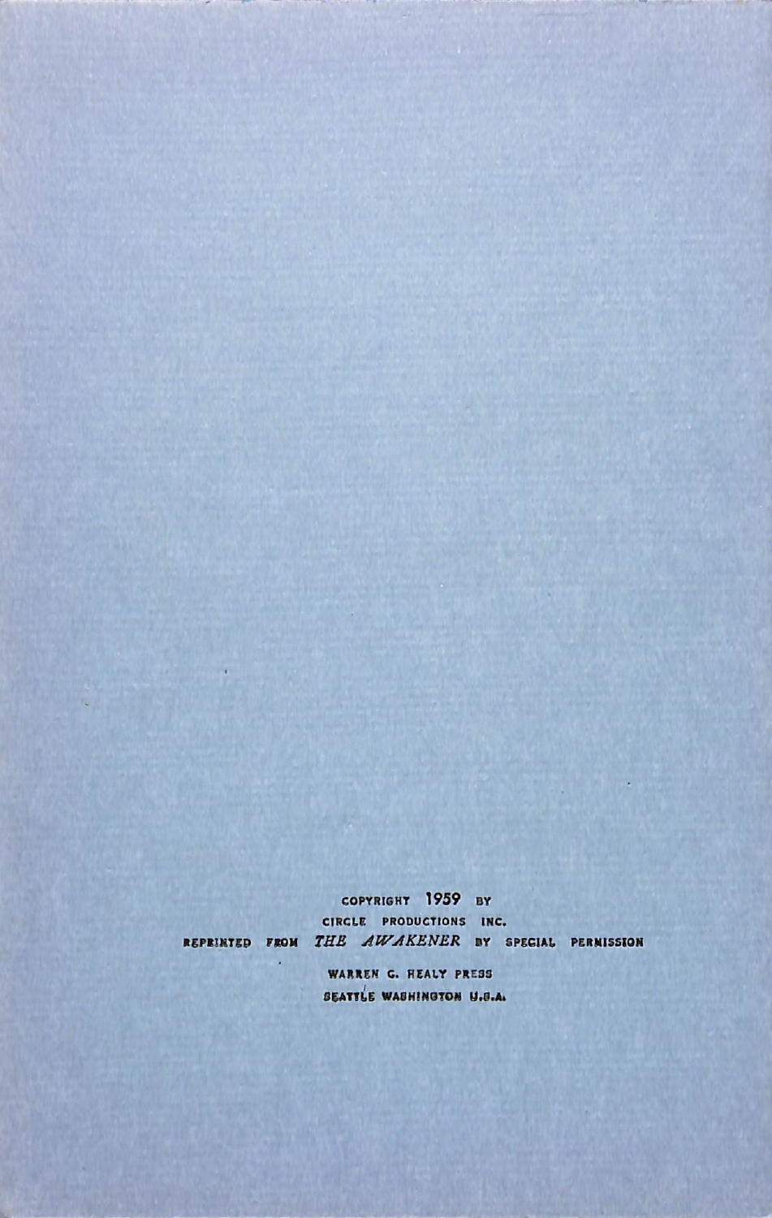COPYRIGHT 1959 BY

CIRCLE PRODUCTIONS INC.

REPRINTED FROM *THE AWAKENER* BY SPECIAL PERMISSION

WARREN C. HEALY PRESS

SEATTLE WASHINGTON U.S.A.